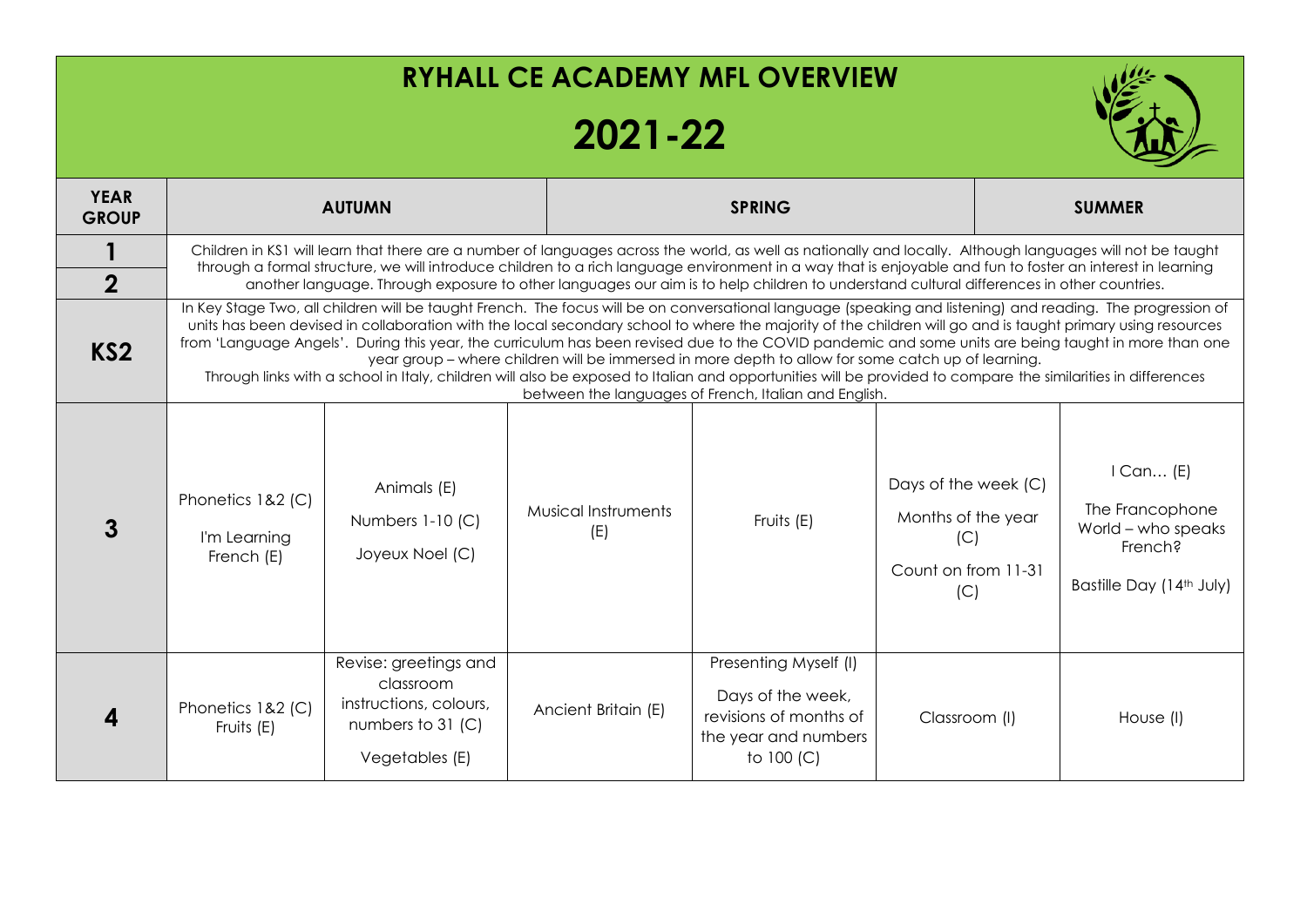# RYHALL CE ACADEMY MFL OVERVIEW

# 2021-22

| YEAR GROUP | AUTUMN | | SPRING | | SUMMER | |
|---|---|---|---|---|---|---|
| 1 / 2 | Children in KS1 will learn that there are a number of languages across the world, as well as nationally and locally. Although languages will not be taught through a formal structure, we will introduce children to a rich language environment in a way that is enjoyable and fun to foster an interest in learning another language. Through exposure to other languages our aim is to help children to understand cultural differences in other countries. | | | | | |
| KS2 | In Key Stage Two, all children will be taught French. The focus will be on conversational language (speaking and listening) and reading. The progression of units has been devised in collaboration with the local secondary school to where the majority of the children will go and is taught primary using resources from 'Language Angels'. During this year, the curriculum has been revised due to the COVID pandemic and some units are being taught in more than one year group – where children will be immersed in more depth to allow for some catch up of learning. Through links with a school in Italy, children will also be exposed to Italian and opportunities will be provided to compare the similarities in differences between the languages of French, Italian and English. | | | | | |
| 3 | Phonetics 1&2 (C)<br>I'm Learning French (E) | Animals (E)<br>Numbers 1-10 (C)<br>Joyeux Noel (C) | Musical Instruments (E) | Fruits (E) | Days of the week (C)<br>Months of the year (C)<br>Count on from 11-31 (C) | I Can… (E)<br>The Francophone World – who speaks French?<br>Bastille Day (14th July) |
| 4 | Phonetics 1&2 (C)<br>Fruits (E) | Revise: greetings and classroom instructions, colours, numbers to 31 (C)<br>Vegetables (E) | Ancient Britain (E) | Presenting Myself (I)<br>Days of the week, revisions of months of the year and numbers to 100 (C) | Classroom (I) | House (I) |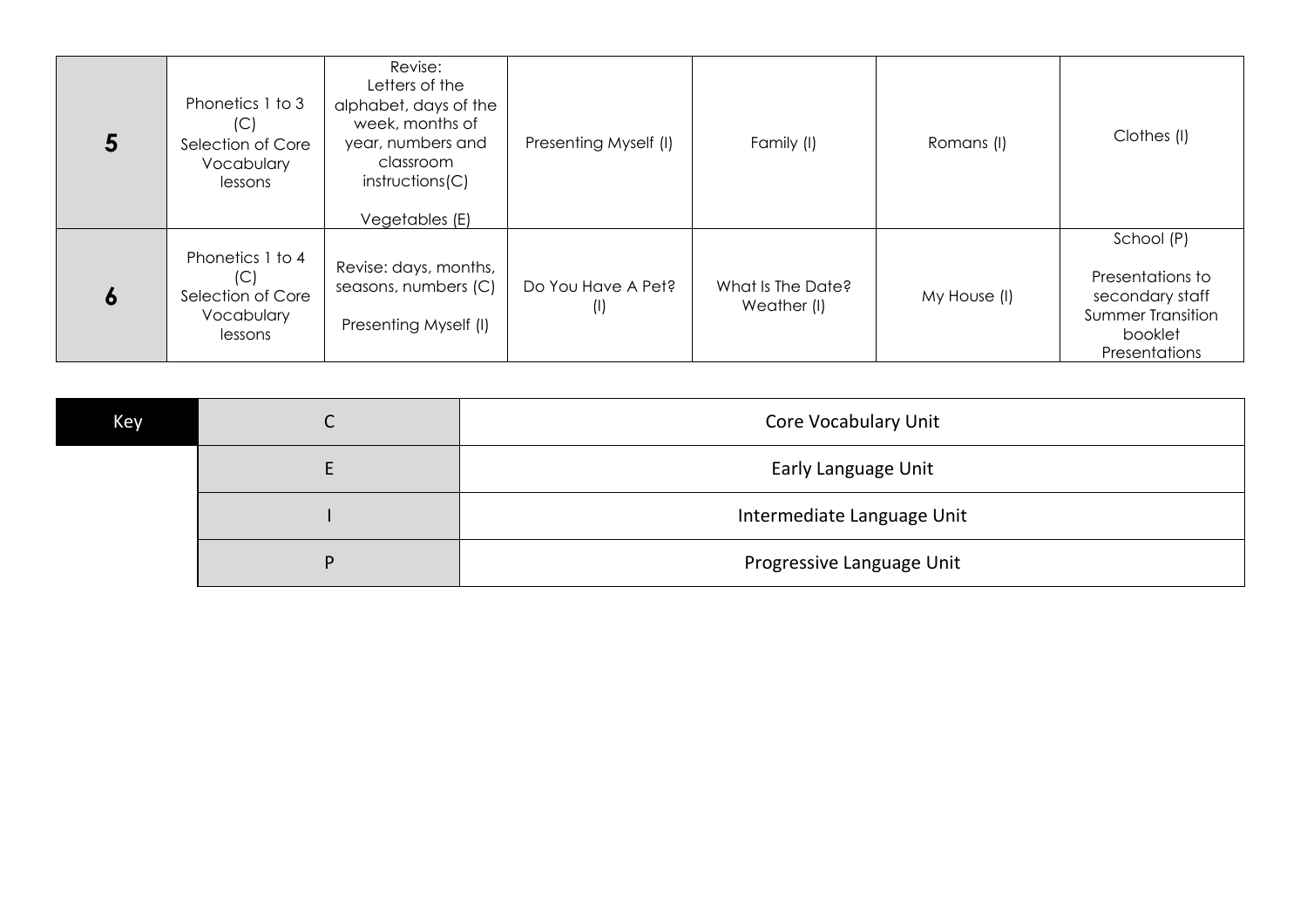| | | | | | | |
|---|---|---|---|---|---|---|
| **5** | Phonetics 1 to 3 (C) Selection of Core Vocabulary lessons | Revise: Letters of the alphabet, days of the week, months of year, numbers and classroom instructions(C) Vegetables (E) | Presenting Myself (I) | Family (I) | Romans (I) | Clothes (I) |
| **6** | Phonetics 1 to 4 (C) Selection of Core Vocabulary lessons | Revise: days, months, seasons, numbers (C) Presenting Myself (I) | Do You Have A Pet? (I) | What Is The Date? Weather (I) | My House (I) | School (P) Presentations to secondary staff Summer Transition booklet Presentations |

| Key | | |
|---|---|---|
| | C | Core Vocabulary Unit |
| | E | Early Language Unit |
| | I | Intermediate Language Unit |
| | P | Progressive Language Unit |